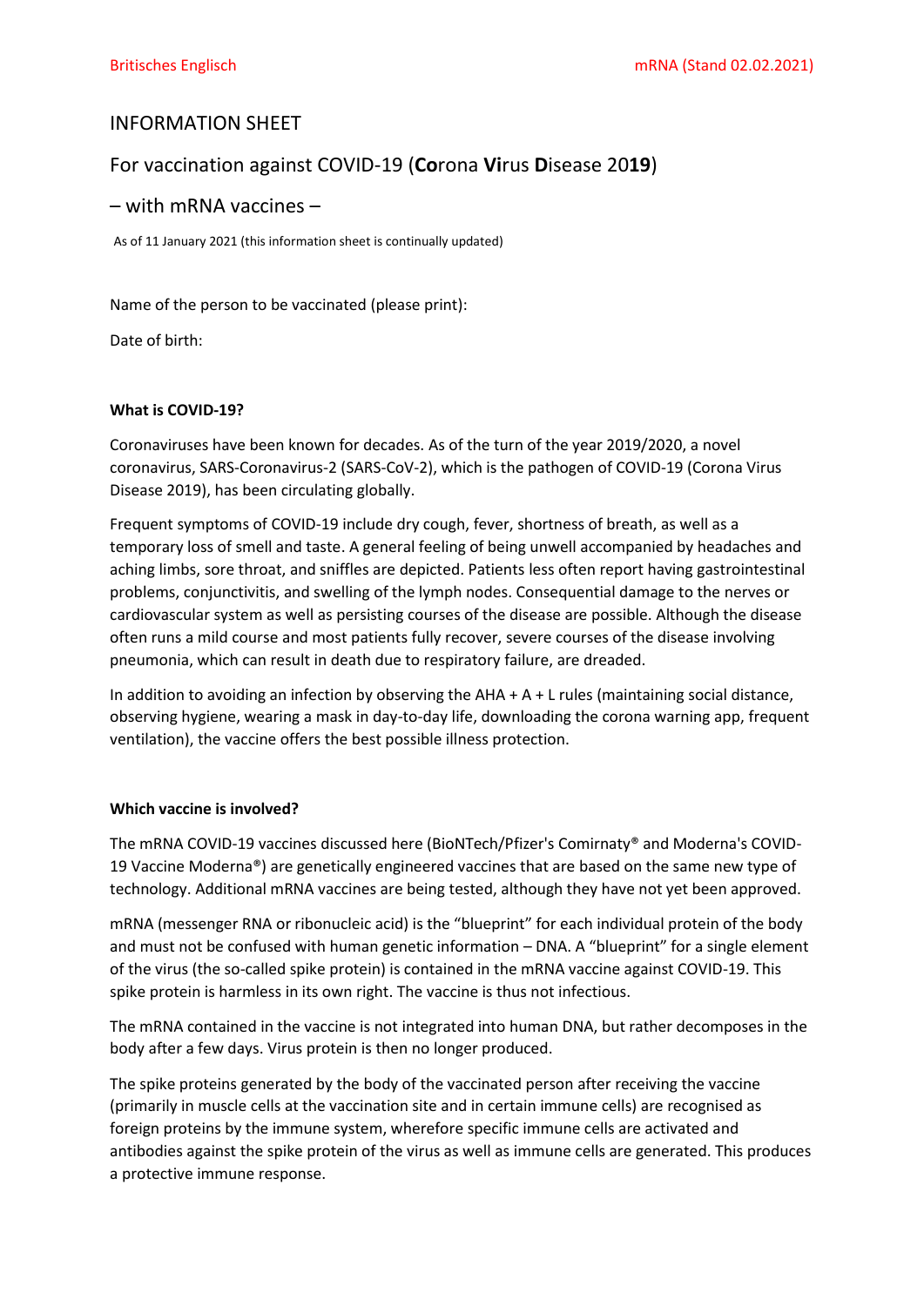# INFORMATION SHEET

## For vaccination against COVID-19 (**Co**rona **Vi**rus **D**isease 20**19**)

## – with mRNA vaccines –

As of 11 January 2021 (this information sheet is continually updated)

Name of the person to be vaccinated (please print):

Date of birth:

**What is COVID-19?**

Coronaviruses have been known for decades. As of the turn of the year 2019/2020, a novel coronavirus, SARS-Coronavirus-2 (SARS-CoV-2), which is the pathogen of COVID-19 (Corona Virus Disease 2019), has been circulating globally.

Frequent symptoms of COVID-19 include dry cough, fever, shortness of breath, as well as a temporary loss of smell and taste. A general feeling of being unwell accompanied by headaches and aching limbs, sore throat, and sniffles are depicted. Patients less often report having gastrointestinal problems, conjunctivitis, and swelling of the lymph nodes. Consequential damage to the nerves or cardiovascular system as well as persisting courses of the disease are possible. Although the disease often runs a mild course and most patients fully recover, severe courses of the disease involving pneumonia, which can result in death due to respiratory failure, are dreaded.

In addition to avoiding an infection by observing the AHA + A + L rules (maintaining social distance, observing hygiene, wearing a mask in day-to-day life, downloading the corona warning app, frequent ventilation), the vaccine offers the best possible illness protection.

**Which vaccine is involved?**

The mRNA COVID-19 vaccines discussed here (BioNTech/Pfizer's Comirnaty® and Moderna's COVID-19 Vaccine Moderna®) are genetically engineered vaccines that are based on the same new type of technology. Additional mRNA vaccines are being tested, although they have not yet been approved.

mRNA (messenger RNA or ribonucleic acid) is the "blueprint" for each individual protein of the body and must not be confused with human genetic information – DNA. A "blueprint" for a single element of the virus (the so-called spike protein) is contained in the mRNA vaccine against COVID-19. This spike protein is harmless in its own right. The vaccine is thus not infectious.

The mRNA contained in the vaccine is not integrated into human DNA, but rather decomposes in the body after a few days. Virus protein is then no longer produced.

The spike proteins generated by the body of the vaccinated person after receiving the vaccine (primarily in muscle cells at the vaccination site and in certain immune cells) are recognised as foreign proteins by the immune system, wherefore specific immune cells are activated and antibodies against the spike protein of the virus as well as immune cells are generated. This produces a protective immune response.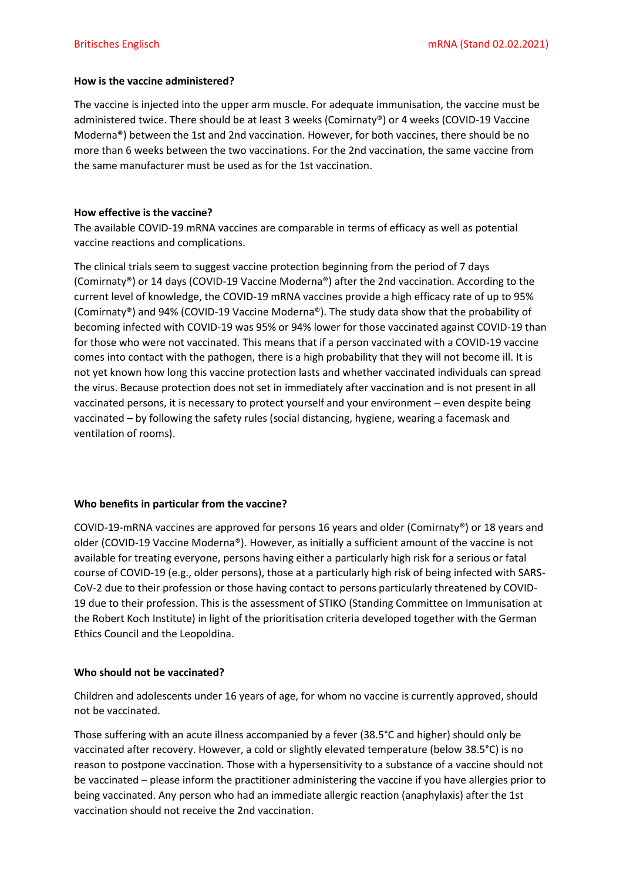**How is the vaccine administered?**

The vaccine is injected into the upper arm muscle. For adequate immunisation, the vaccine must be administered twice. There should be at least 3 weeks (Comirnaty®) or 4 weeks (COVID-19 Vaccine Moderna®) between the 1st and 2nd vaccination. However, for both vaccines, there should be no more than 6 weeks between the two vaccinations. For the 2nd vaccination, the same vaccine from the same manufacturer must be used as for the 1st vaccination.

**How effective is the vaccine?**

The available COVID-19 mRNA vaccines are comparable in terms of efficacy as well as potential vaccine reactions and complications.

The clinical trials seem to suggest vaccine protection beginning from the period of 7 days (Comirnaty®) or 14 days (COVID-19 Vaccine Moderna®) after the 2nd vaccination. According to the current level of knowledge, the COVID-19 mRNA vaccines provide a high efficacy rate of up to 95% (Comirnaty®) and 94% (COVID-19 Vaccine Moderna®). The study data show that the probability of becoming infected with COVID-19 was 95% or 94% lower for those vaccinated against COVID-19 than for those who were not vaccinated. This means that if a person vaccinated with a COVID-19 vaccine comes into contact with the pathogen, there is a high probability that they will not become ill. It is not yet known how long this vaccine protection lasts and whether vaccinated individuals can spread the virus. Because protection does not set in immediately after vaccination and is not present in all vaccinated persons, it is necessary to protect yourself and your environment – even despite being vaccinated – by following the safety rules (social distancing, hygiene, wearing a facemask and ventilation of rooms).

**Who benefits in particular from the vaccine?**

COVID-19-mRNA vaccines are approved for persons 16 years and older (Comirnaty®) or 18 years and older (COVID-19 Vaccine Moderna®). However, as initially a sufficient amount of the vaccine is not available for treating everyone, persons having either a particularly high risk for a serious or fatal course of COVID-19 (e.g., older persons), those at a particularly high risk of being infected with SARS-CoV-2 due to their profession or those having contact to persons particularly threatened by COVID-19 due to their profession. This is the assessment of STIKO (Standing Committee on Immunisation at the Robert Koch Institute) in light of the prioritisation criteria developed together with the German Ethics Council and the Leopoldina.

**Who should not be vaccinated?**

Children and adolescents under 16 years of age, for whom no vaccine is currently approved, should not be vaccinated.

Those suffering with an acute illness accompanied by a fever (38.5°C and higher) should only be vaccinated after recovery. However, a cold or slightly elevated temperature (below 38.5°C) is no reason to postpone vaccination. Those with a hypersensitivity to a substance of a vaccine should not be vaccinated – please inform the practitioner administering the vaccine if you have allergies prior to being vaccinated. Any person who had an immediate allergic reaction (anaphylaxis) after the 1st vaccination should not receive the 2nd vaccination.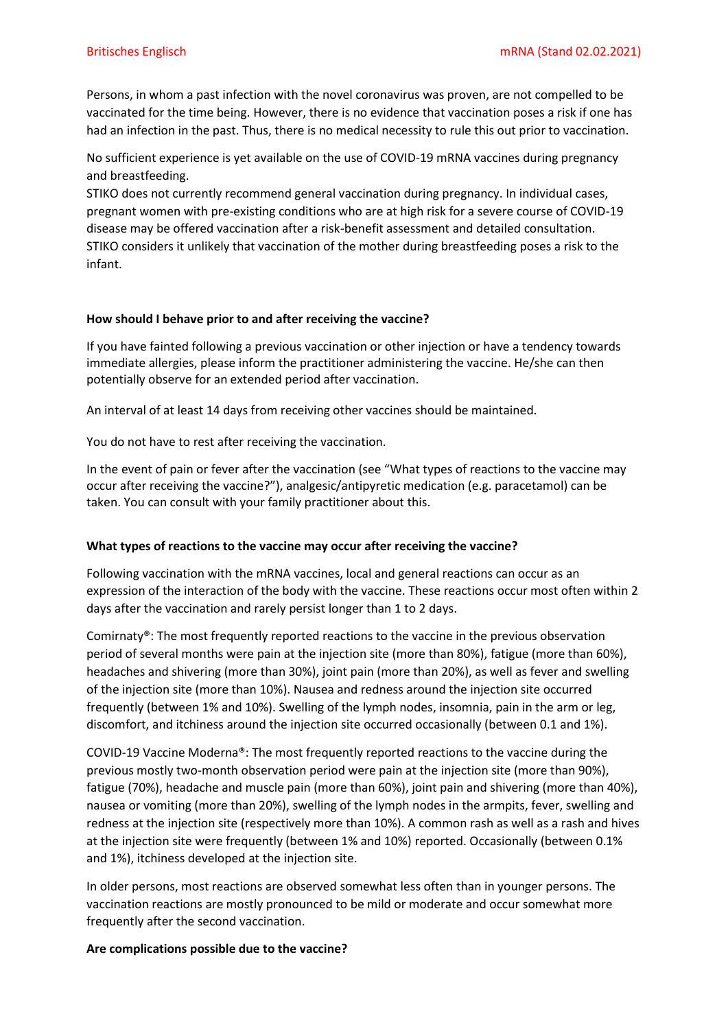Persons, in whom a past infection with the novel coronavirus was proven, are not compelled to be vaccinated for the time being. However, there is no evidence that vaccination poses a risk if one has had an infection in the past. Thus, there is no medical necessity to rule this out prior to vaccination.

No sufficient experience is yet available on the use of COVID-19 mRNA vaccines during pregnancy and breastfeeding.
STIKO does not currently recommend general vaccination during pregnancy. In individual cases, pregnant women with pre-existing conditions who are at high risk for a severe course of COVID-19 disease may be offered vaccination after a risk-benefit assessment and detailed consultation.
STIKO considers it unlikely that vaccination of the mother during breastfeeding poses a risk to the infant.

**How should I behave prior to and after receiving the vaccine?**

If you have fainted following a previous vaccination or other injection or have a tendency towards immediate allergies, please inform the practitioner administering the vaccine. He/she can then potentially observe for an extended period after vaccination.

An interval of at least 14 days from receiving other vaccines should be maintained.

You do not have to rest after receiving the vaccination.

In the event of pain or fever after the vaccination (see "What types of reactions to the vaccine may occur after receiving the vaccine?"), analgesic/antipyretic medication (e.g. paracetamol) can be taken. You can consult with your family practitioner about this.

**What types of reactions to the vaccine may occur after receiving the vaccine?**

Following vaccination with the mRNA vaccines, local and general reactions can occur as an expression of the interaction of the body with the vaccine. These reactions occur most often within 2 days after the vaccination and rarely persist longer than 1 to 2 days.

Comirnaty®: The most frequently reported reactions to the vaccine in the previous observation period of several months were pain at the injection site (more than 80%), fatigue (more than 60%), headaches and shivering (more than 30%), joint pain (more than 20%), as well as fever and swelling of the injection site (more than 10%). Nausea and redness around the injection site occurred frequently (between 1% and 10%). Swelling of the lymph nodes, insomnia, pain in the arm or leg, discomfort, and itchiness around the injection site occurred occasionally (between 0.1 and 1%).

COVID-19 Vaccine Moderna®: The most frequently reported reactions to the vaccine during the previous mostly two-month observation period were pain at the injection site (more than 90%), fatigue (70%), headache and muscle pain (more than 60%), joint pain and shivering (more than 40%), nausea or vomiting (more than 20%), swelling of the lymph nodes in the armpits, fever, swelling and redness at the injection site (respectively more than 10%). A common rash as well as a rash and hives at the injection site were frequently (between 1% and 10%) reported. Occasionally (between 0.1% and 1%), itchiness developed at the injection site.

In older persons, most reactions are observed somewhat less often than in younger persons. The vaccination reactions are mostly pronounced to be mild or moderate and occur somewhat more frequently after the second vaccination.

**Are complications possible due to the vaccine?**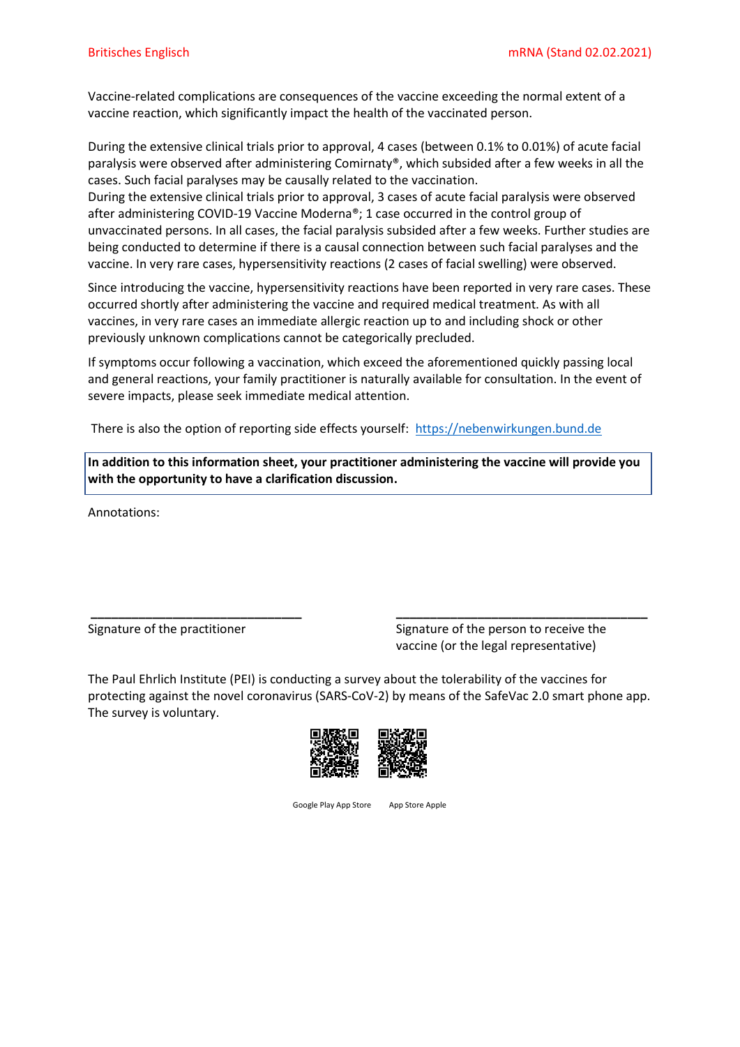Vaccine-related complications are consequences of the vaccine exceeding the normal extent of a vaccine reaction, which significantly impact the health of the vaccinated person.

During the extensive clinical trials prior to approval, 4 cases (between 0.1% to 0.01%) of acute facial paralysis were observed after administering Comirnaty®, which subsided after a few weeks in all the cases. Such facial paralyses may be causally related to the vaccination.
During the extensive clinical trials prior to approval, 3 cases of acute facial paralysis were observed after administering COVID-19 Vaccine Moderna®; 1 case occurred in the control group of unvaccinated persons. In all cases, the facial paralysis subsided after a few weeks. Further studies are being conducted to determine if there is a causal connection between such facial paralyses and the vaccine. In very rare cases, hypersensitivity reactions (2 cases of facial swelling) were observed.

Since introducing the vaccine, hypersensitivity reactions have been reported in very rare cases. These occurred shortly after administering the vaccine and required medical treatment. As with all vaccines, in very rare cases an immediate allergic reaction up to and including shock or other previously unknown complications cannot be categorically precluded.

If symptoms occur following a vaccination, which exceed the aforementioned quickly passing local and general reactions, your family practitioner is naturally available for consultation. In the event of severe impacts, please seek immediate medical attention.

There is also the option of reporting side effects yourself: https://nebenwirkungen.bund.de

**In addition to this information sheet, your practitioner administering the vaccine will provide you with the opportunity to have a clarification discussion.**

Annotations:

\_\_\_\_\_\_\_\_\_\_\_\_\_\_\_\_\_\_\_\_\_\_\_\_\_\_\_\_\_\_
Signature of the practitioner

\_\_\_\_\_\_\_\_\_\_\_\_\_\_\_\_\_\_\_\_\_\_\_\_\_\_\_\_\_\_\_\_\_\_\_\_
Signature of the person to receive the vaccine (or the legal representative)

The Paul Ehrlich Institute (PEI) is conducting a survey about the tolerability of the vaccines for protecting against the novel coronavirus (SARS-CoV-2) by means of the SafeVac 2.0 smart phone app. The survey is voluntary.

Google Play App Store　　App Store Apple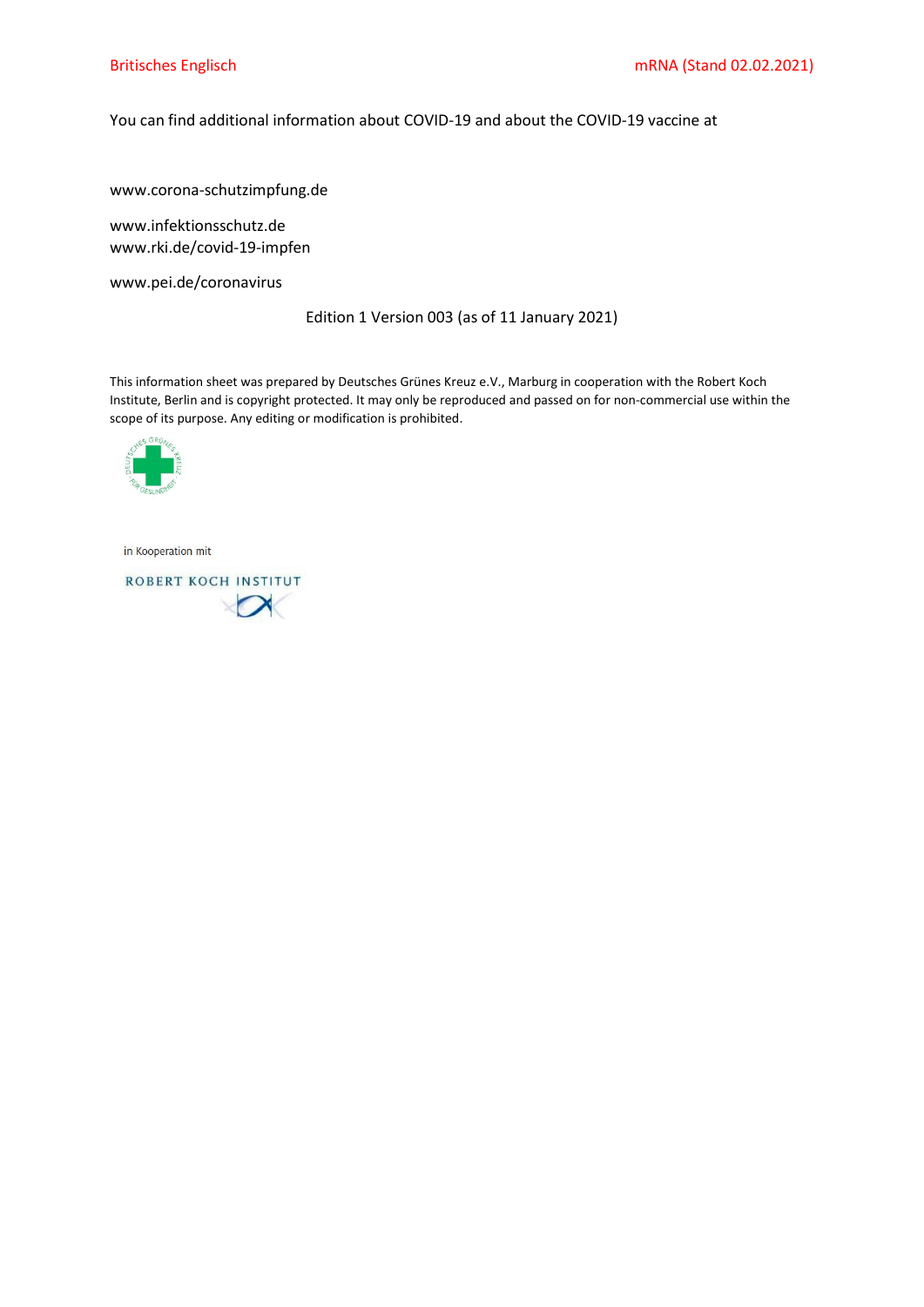You can find additional information about COVID-19 and about the COVID-19 vaccine at

www.corona-schutzimpfung.de

www.infektionsschutz.de
www.rki.de/covid-19-impfen

www.pei.de/coronavirus

Edition 1 Version 003 (as of 11 January 2021)

This information sheet was prepared by Deutsches Grünes Kreuz e.V., Marburg in cooperation with the Robert Koch Institute, Berlin and is copyright protected. It may only be reproduced and passed on for non-commercial use within the scope of its purpose. Any editing or modification is prohibited.

in Kooperation mit

ROBERT KOCH INSTITUT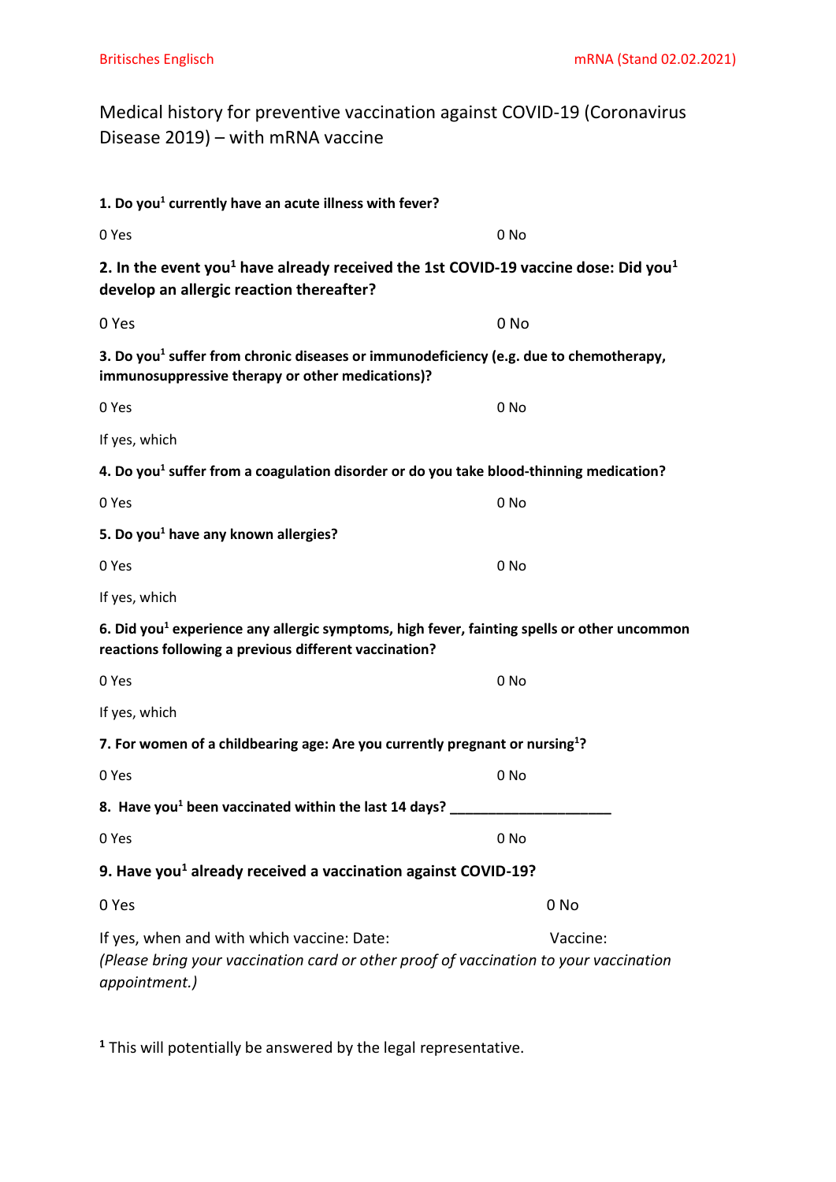# Medical history for preventive vaccination against COVID-19 (Coronavirus Disease 2019) – with mRNA vaccine

**1. Do you[1] currently have an acute illness with fever?**

0 Yes 0 No

**2. In the event you[1] have already received the 1st COVID-19 vaccine dose: Did you[1] develop an allergic reaction thereafter?**

0 Yes 0 No

**3. Do you[1] suffer from chronic diseases or immunodeficiency (e.g. due to chemotherapy, immunosuppressive therapy or other medications)?**

0 Yes 0 No

If yes, which

**4. Do you[1] suffer from a coagulation disorder or do you take blood-thinning medication?**

0 Yes 0 No

**5. Do you[1] have any known allergies?**

0 Yes 0 No

If yes, which

**6. Did you[1] experience any allergic symptoms, high fever, fainting spells or other uncommon reactions following a previous different vaccination?**

0 Yes 0 No

If yes, which

**7. For women of a childbearing age: Are you currently pregnant or nursing[1]?**

0 Yes 0 No

**8. Have you[1] been vaccinated within the last 14 days? ____________________**

0 Yes 0 No

**9. Have you[1] already received a vaccination against COVID-19?**

0 Yes 0 No

If yes, when and with which vaccine: Date: Vaccine:
*(Please bring your vaccination card or other proof of vaccination to your vaccination appointment.)*

[1] This will potentially be answered by the legal representative.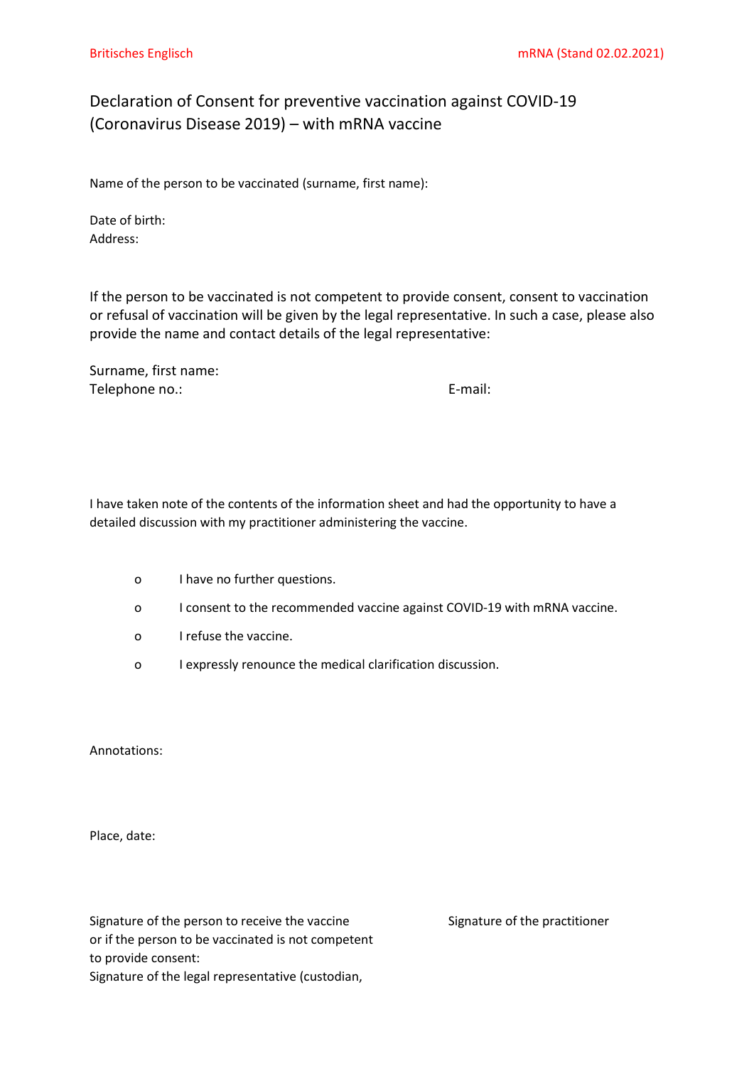# Declaration of Consent for preventive vaccination against COVID-19 (Coronavirus Disease 2019) – with mRNA vaccine

Name of the person to be vaccinated (surname, first name):

Date of birth:
Address:

If the person to be vaccinated is not competent to provide consent, consent to vaccination or refusal of vaccination will be given by the legal representative. In such a case, please also provide the name and contact details of the legal representative:

Surname, first name:
Telephone no.: E-mail:

I have taken note of the contents of the information sheet and had the opportunity to have a detailed discussion with my practitioner administering the vaccine.

- o I have no further questions.
- o I consent to the recommended vaccine against COVID-19 with mRNA vaccine.
- o I refuse the vaccine.
- o I expressly renounce the medical clarification discussion.

Annotations:

Place, date:

Signature of the person to receive the vaccine or if the person to be vaccinated is not competent to provide consent:
Signature of the legal representative (custodian,

Signature of the practitioner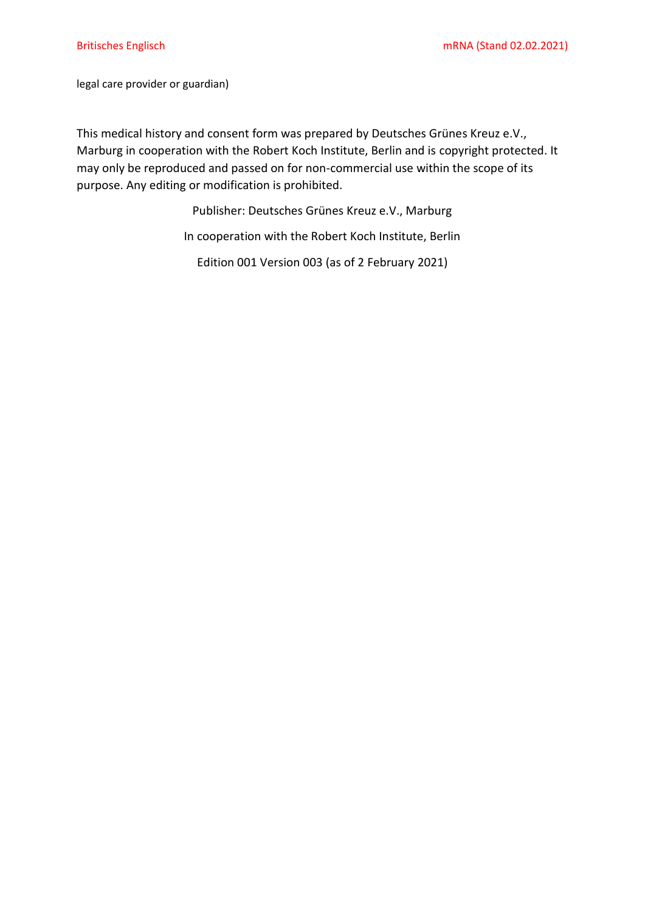legal care provider or guardian)

This medical history and consent form was prepared by Deutsches Grünes Kreuz e.V., Marburg in cooperation with the Robert Koch Institute, Berlin and is copyright protected. It may only be reproduced and passed on for non-commercial use within the scope of its purpose. Any editing or modification is prohibited.

Publisher: Deutsches Grünes Kreuz e.V., Marburg

In cooperation with the Robert Koch Institute, Berlin

Edition 001 Version 003 (as of 2 February 2021)